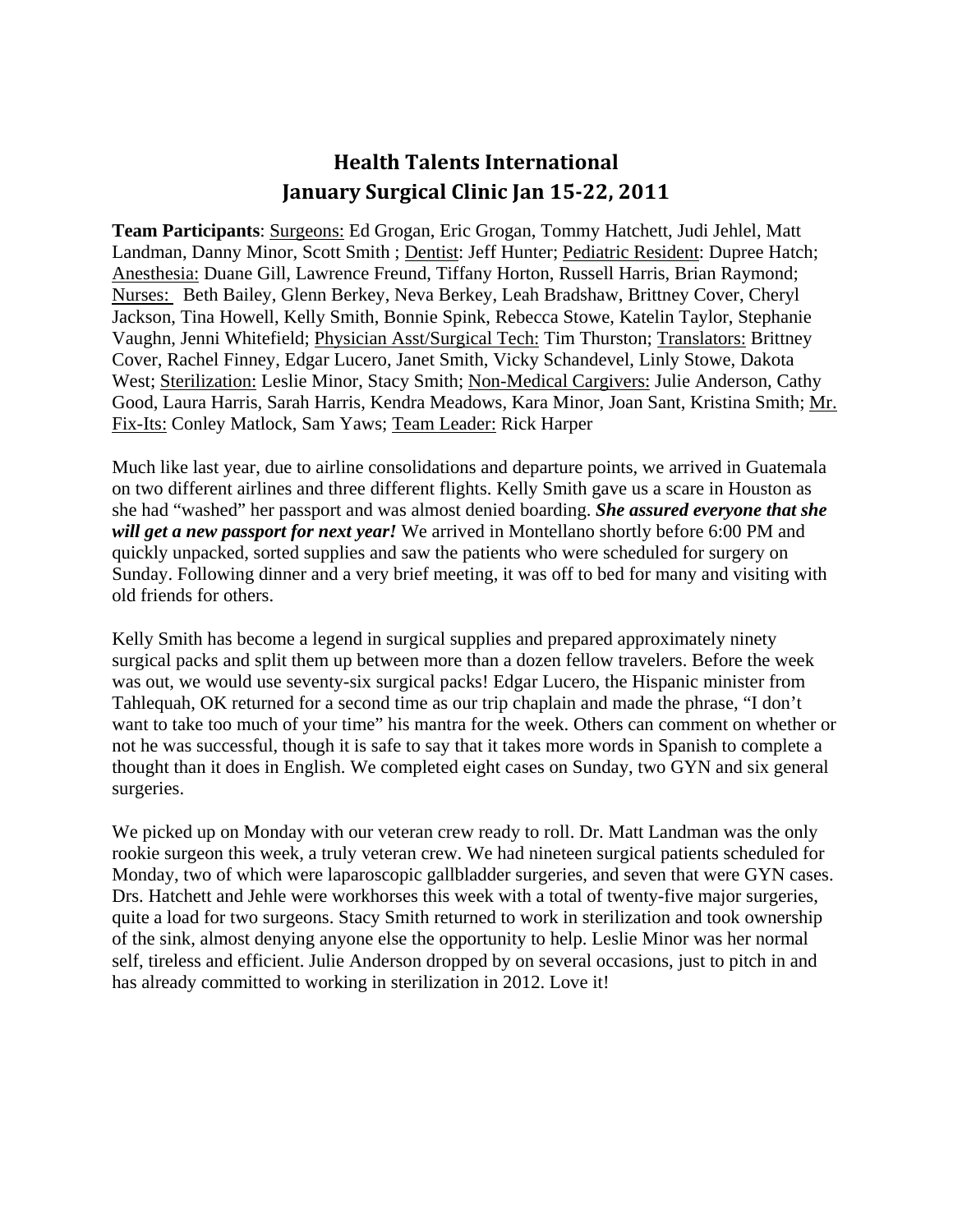# Health Talents International
## January Surgical Clinic Jan 15-22, 2011

**Team Participants**: Surgeons: Ed Grogan, Eric Grogan, Tommy Hatchett, Judi Jehlel, Matt Landman, Danny Minor, Scott Smith ; Dentist: Jeff Hunter; Pediatric Resident: Dupree Hatch; Anesthesia: Duane Gill, Lawrence Freund, Tiffany Horton, Russell Harris, Brian Raymond; Nurses: Beth Bailey, Glenn Berkey, Neva Berkey, Leah Bradshaw, Brittney Cover, Cheryl Jackson, Tina Howell, Kelly Smith, Bonnie Spink, Rebecca Stowe, Katelin Taylor, Stephanie Vaughn, Jenni Whitefield; Physician Asst/Surgical Tech: Tim Thurston; Translators: Brittney Cover, Rachel Finney, Edgar Lucero, Janet Smith, Vicky Schandevel, Linly Stowe, Dakota West; Sterilization: Leslie Minor, Stacy Smith; Non-Medical Cargivers: Julie Anderson, Cathy Good, Laura Harris, Sarah Harris, Kendra Meadows, Kara Minor, Joan Sant, Kristina Smith; Mr. Fix-Its: Conley Matlock, Sam Yaws; Team Leader: Rick Harper

Much like last year, due to airline consolidations and departure points, we arrived in Guatemala on two different airlines and three different flights. Kelly Smith gave us a scare in Houston as she had "washed" her passport and was almost denied boarding. ***She assured everyone that she will get a new passport for next year!*** We arrived in Montellano shortly before 6:00 PM and quickly unpacked, sorted supplies and saw the patients who were scheduled for surgery on Sunday. Following dinner and a very brief meeting, it was off to bed for many and visiting with old friends for others.

Kelly Smith has become a legend in surgical supplies and prepared approximately ninety surgical packs and split them up between more than a dozen fellow travelers. Before the week was out, we would use seventy-six surgical packs! Edgar Lucero, the Hispanic minister from Tahlequah, OK returned for a second time as our trip chaplain and made the phrase, "I don't want to take too much of your time" his mantra for the week. Others can comment on whether or not he was successful, though it is safe to say that it takes more words in Spanish to complete a thought than it does in English. We completed eight cases on Sunday, two GYN and six general surgeries.

We picked up on Monday with our veteran crew ready to roll. Dr. Matt Landman was the only rookie surgeon this week, a truly veteran crew. We had nineteen surgical patients scheduled for Monday, two of which were laparoscopic gallbladder surgeries, and seven that were GYN cases. Drs. Hatchett and Jehle were workhorses this week with a total of twenty-five major surgeries, quite a load for two surgeons. Stacy Smith returned to work in sterilization and took ownership of the sink, almost denying anyone else the opportunity to help. Leslie Minor was her normal self, tireless and efficient. Julie Anderson dropped by on several occasions, just to pitch in and has already committed to working in sterilization in 2012. Love it!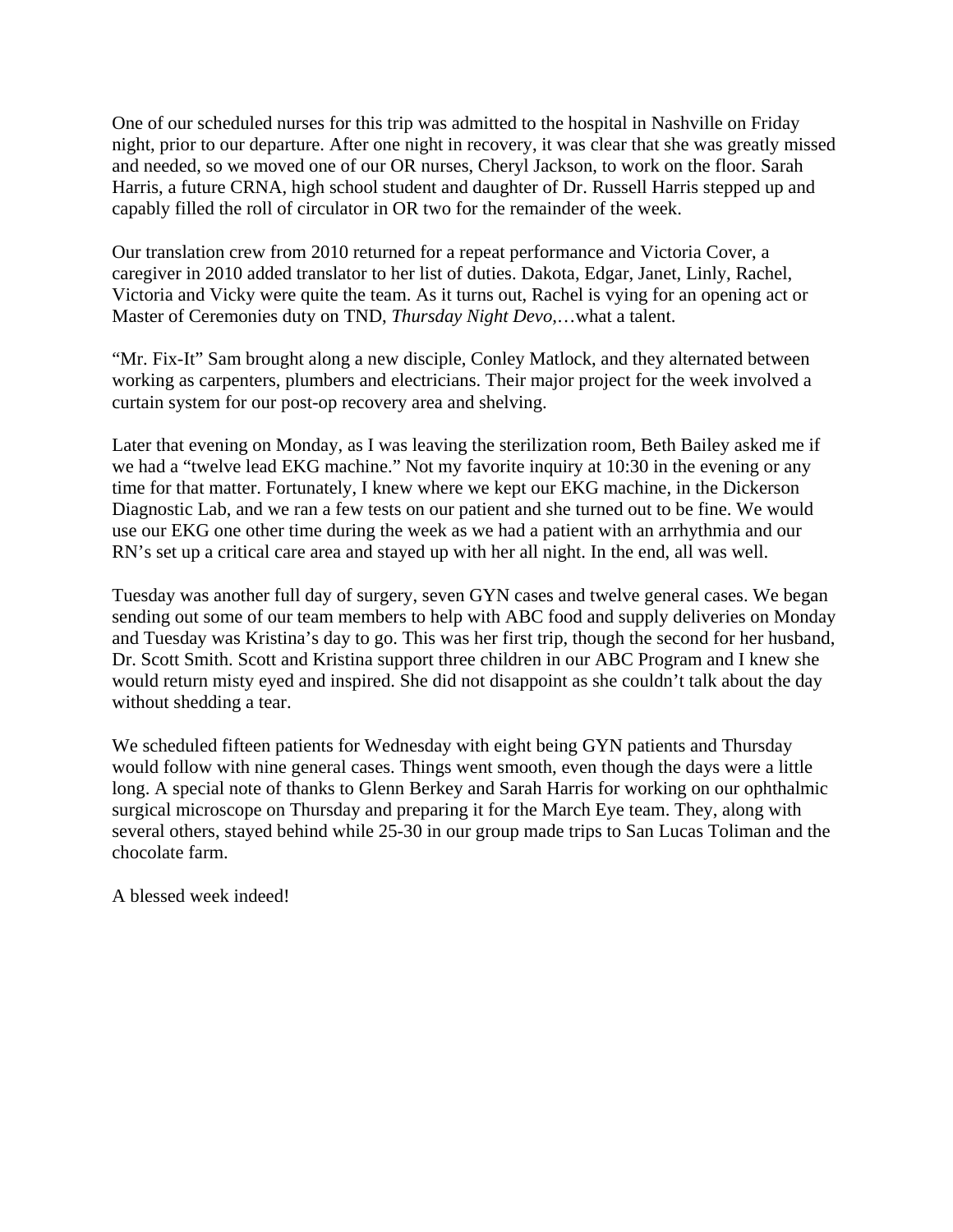One of our scheduled nurses for this trip was admitted to the hospital in Nashville on Friday night, prior to our departure. After one night in recovery, it was clear that she was greatly missed and needed, so we moved one of our OR nurses, Cheryl Jackson, to work on the floor. Sarah Harris, a future CRNA, high school student and daughter of Dr. Russell Harris stepped up and capably filled the roll of circulator in OR two for the remainder of the week.

Our translation crew from 2010 returned for a repeat performance and Victoria Cover, a caregiver in 2010 added translator to her list of duties. Dakota, Edgar, Janet, Linly, Rachel, Victoria and Vicky were quite the team. As it turns out, Rachel is vying for an opening act or Master of Ceremonies duty on TND, *Thursday Night Devo*,…what a talent.

"Mr. Fix-It" Sam brought along a new disciple, Conley Matlock, and they alternated between working as carpenters, plumbers and electricians. Their major project for the week involved a curtain system for our post-op recovery area and shelving.

Later that evening on Monday, as I was leaving the sterilization room, Beth Bailey asked me if we had a "twelve lead EKG machine." Not my favorite inquiry at 10:30 in the evening or any time for that matter. Fortunately, I knew where we kept our EKG machine, in the Dickerson Diagnostic Lab, and we ran a few tests on our patient and she turned out to be fine. We would use our EKG one other time during the week as we had a patient with an arrhythmia and our RN's set up a critical care area and stayed up with her all night. In the end, all was well.

Tuesday was another full day of surgery, seven GYN cases and twelve general cases. We began sending out some of our team members to help with ABC food and supply deliveries on Monday and Tuesday was Kristina's day to go. This was her first trip, though the second for her husband, Dr. Scott Smith. Scott and Kristina support three children in our ABC Program and I knew she would return misty eyed and inspired. She did not disappoint as she couldn't talk about the day without shedding a tear.

We scheduled fifteen patients for Wednesday with eight being GYN patients and Thursday would follow with nine general cases. Things went smooth, even though the days were a little long. A special note of thanks to Glenn Berkey and Sarah Harris for working on our ophthalmic surgical microscope on Thursday and preparing it for the March Eye team. They, along with several others, stayed behind while 25-30 in our group made trips to San Lucas Toliman and the chocolate farm.

A blessed week indeed!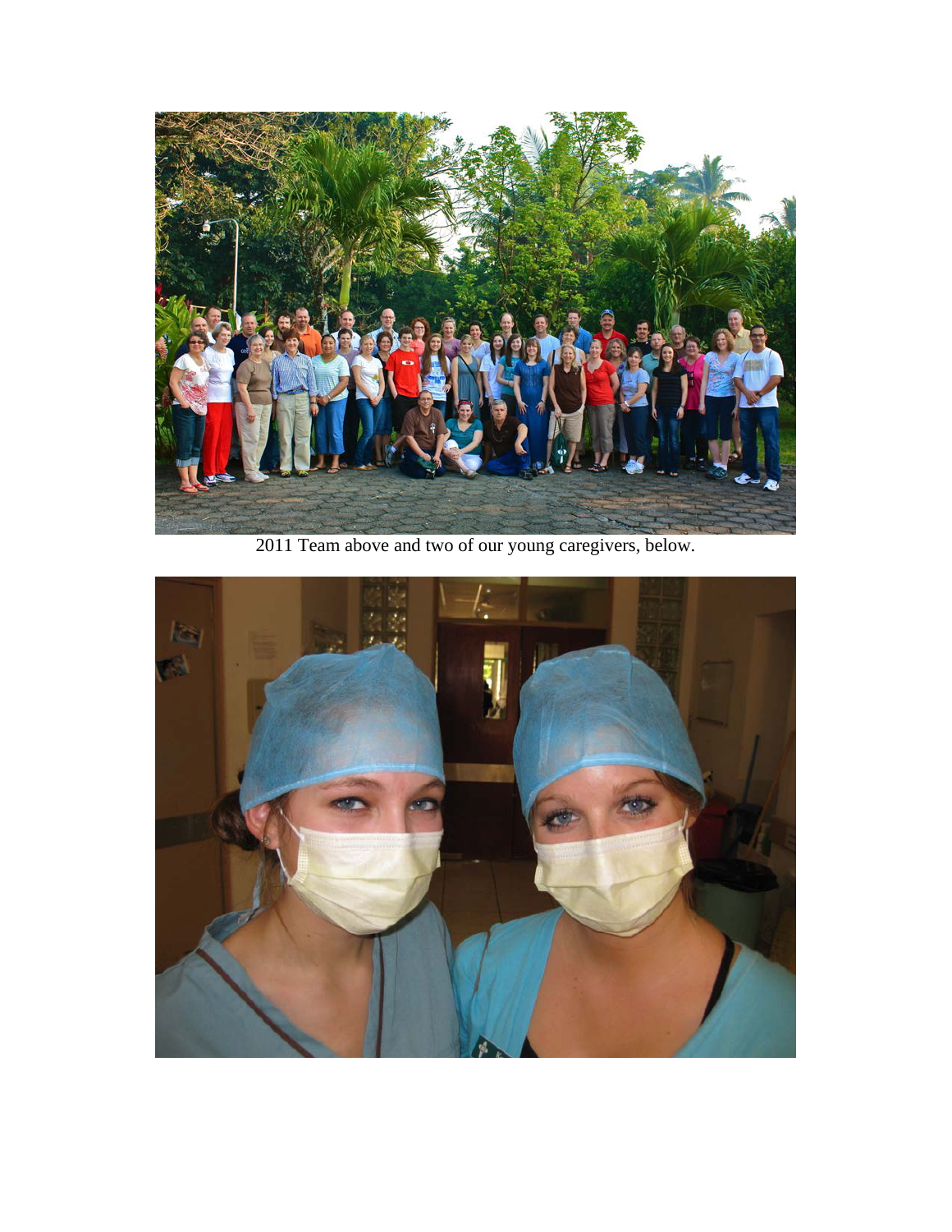2011 Team above and two of our young caregivers, below.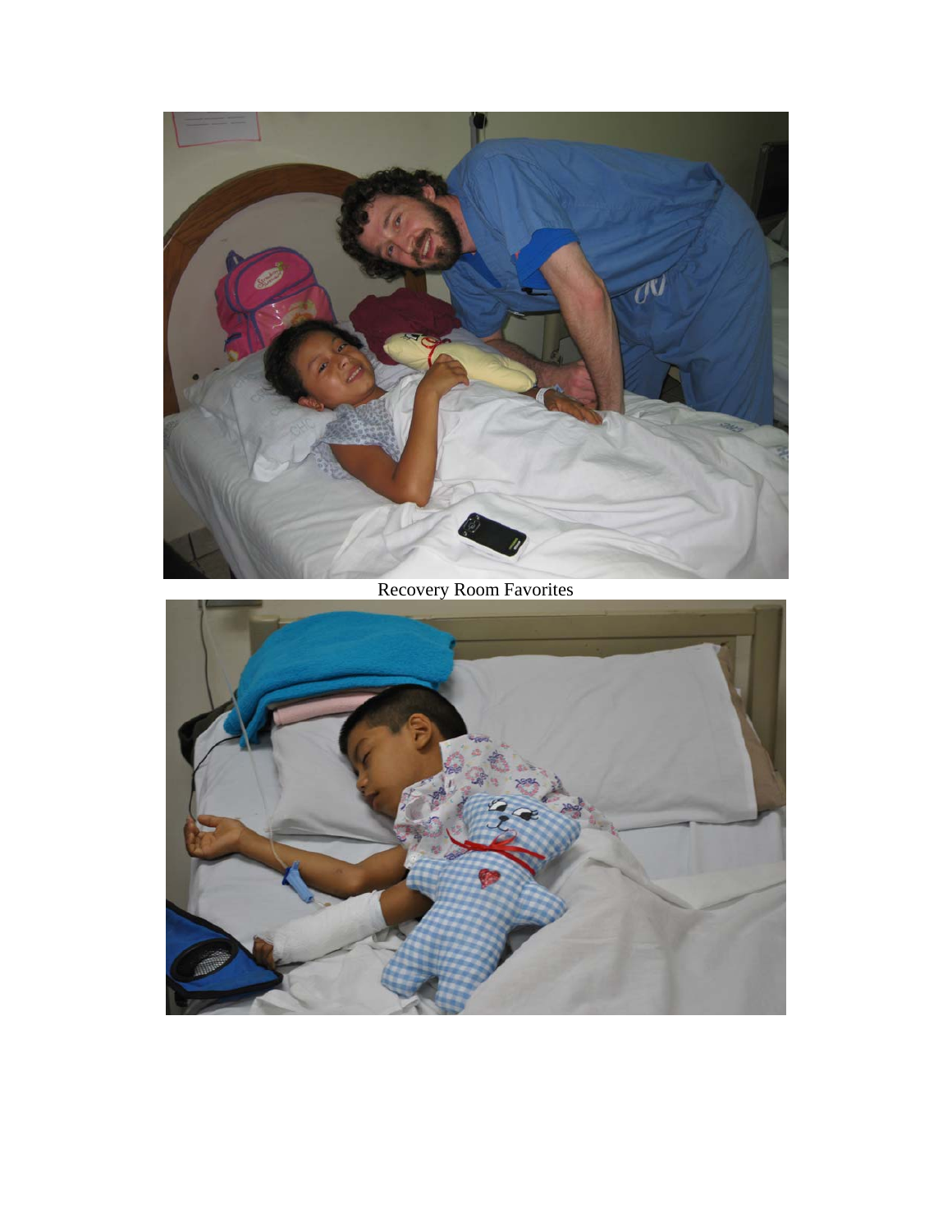Recovery Room Favorites